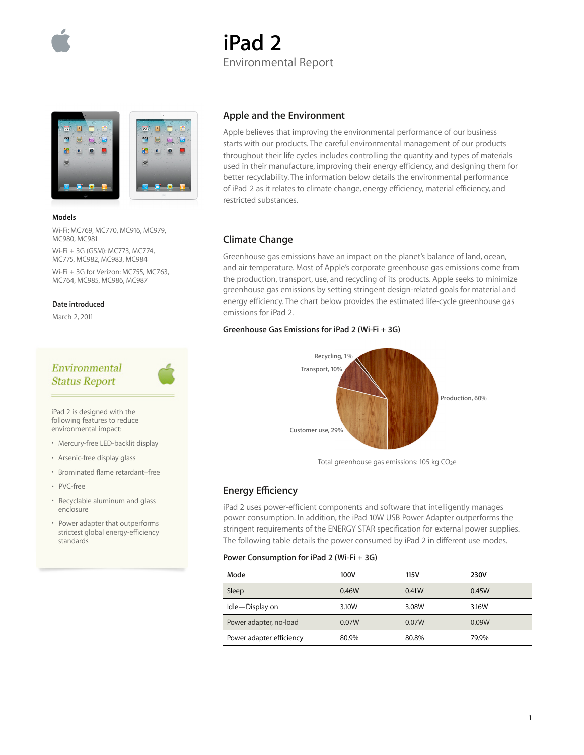# iPad 2

Environmental Report

**Models**

Wi-Fi: MC769, MC770, MC916, MC979, MC980, MC981

Wi-Fi + 3G (GSM): MC773, MC774, MC775, MC982, MC983, MC984

Wi-Fi + 3G for Verizon: MC755, MC763, MC764, MC985, MC986, MC987

**Date introduced**

March 2, 2011

### *Environmental Status Report*

iPad 2 is designed with the following features to reduce environmental impact:

- Mercury-free LED-backlit display
- Arsenic-free display glass
- Brominated flame retardant–free
- PVC-free
- Recyclable aluminum and glass enclosure
- Power adapter that outperforms strictest global energy-efficiency standards

## Apple and the Environment

Apple believes that improving the environmental performance of our business starts with our products. The careful environmental management of our products throughout their life cycles includes controlling the quantity and types of materials used in their manufacture, improving their energy efficiency, and designing them for better recyclability. The information below details the environmental performance of iPad 2 as it relates to climate change, energy efficiency, material efficiency, and restricted substances.

## Climate Change

Greenhouse gas emissions have an impact on the planet's balance of land, ocean, and air temperature. Most of Apple's corporate greenhouse gas emissions come from the production, transport, use, and recycling of its products. Apple seeks to minimize greenhouse gas emissions by setting stringent design-related goals for material and energy efficiency. The chart below provides the estimated life-cycle greenhouse gas emissions for iPad 2.

**Greenhouse Gas Emissions for iPad 2 (Wi-Fi + 3G)**

Recycling, 1%

Transport, 10%

Production, 60%

Customer use, 29%

Total greenhouse gas emissions: 105 kg $CO_2e$

## Energy Efficiency

iPad 2 uses power-efficient components and software that intelligently manages power consumption. In addition, the iPad 10W USB Power Adapter outperforms the stringent requirements of the ENERGY STAR specification for external power supplies. The following table details the power consumed by iPad 2 in different use modes.

**Power Consumption for iPad 2 (Wi-Fi + 3G)**

| Mode | 100V | 115V | 230V |
|---|---|---|---|
| Sleep | 0.46W | 0.41W | 0.45W |
| Idle—Display on | 3.10W | 3.08W | 3.16W |
| Power adapter, no-load | 0.07W | 0.07W | 0.09W |
| Power adapter efficiency | 80.9% | 80.8% | 79.9% |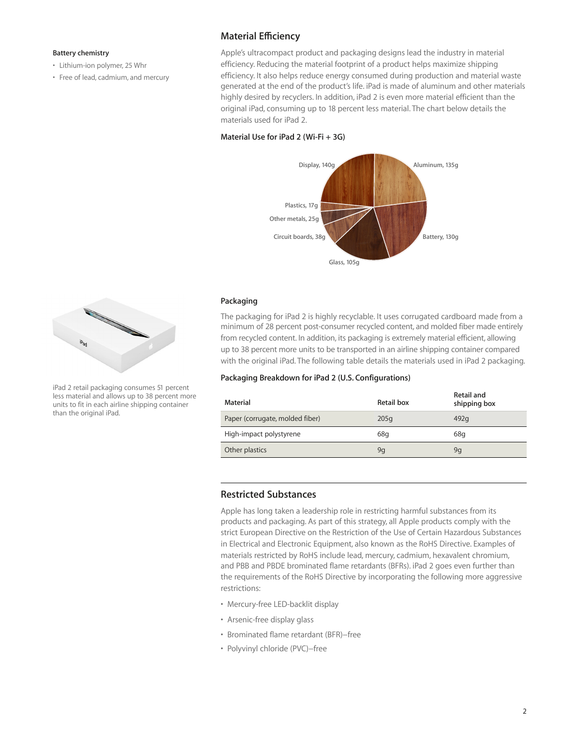**Battery chemistry**

- Lithium-ion polymer, 25 Whr
- Free of lead, cadmium, and mercury

## Material Efficiency

Apple's ultracompact product and packaging designs lead the industry in material efficiency. Reducing the material footprint of a product helps maximize shipping efficiency. It also helps reduce energy consumed during production and material waste generated at the end of the product's life. iPad is made of aluminum and other materials highly desired by recyclers. In addition, iPad 2 is even more material efficient than the original iPad, consuming up to 18 percent less material. The chart below details the materials used for iPad 2.

**Material Use for iPad 2 (Wi-Fi + 3G)**

Display, 140g
Aluminum, 135g
Battery, 130g
Glass, 105g
Circuit boards, 38g
Other metals, 25g
Plastics, 17g

### Packaging

The packaging for iPad 2 is highly recyclable. It uses corrugated cardboard made from a minimum of 28 percent post-consumer recycled content, and molded fiber made entirely from recycled content. In addition, its packaging is extremely material efficient, allowing up to 38 percent more units to be transported in an airline shipping container compared with the original iPad. The following table details the materials used in iPad 2 packaging.

iPad 2 retail packaging consumes 51 percent less material and allows up to 38 percent more units to fit in each airline shipping container than the original iPad.

**Packaging Breakdown for iPad 2 (U.S. Configurations)**

| Material | Retail box | Retail and shipping box |
|---|---|---|
| Paper (corrugate, molded fiber) | 205g | 492g |
| High-impact polystyrene | 68g | 68g |
| Other plastics | 9g | 9g |

## Restricted Substances

Apple has long taken a leadership role in restricting harmful substances from its products and packaging. As part of this strategy, all Apple products comply with the strict European Directive on the Restriction of the Use of Certain Hazardous Substances in Electrical and Electronic Equipment, also known as the RoHS Directive. Examples of materials restricted by RoHS include lead, mercury, cadmium, hexavalent chromium, and PBB and PBDE brominated flame retardants (BFRs). iPad 2 goes even further than the requirements of the RoHS Directive by incorporating the following more aggressive restrictions:

- Mercury-free LED-backlit display
- Arsenic-free display glass
- Brominated flame retardant (BFR)–free
- Polyvinyl chloride (PVC)–free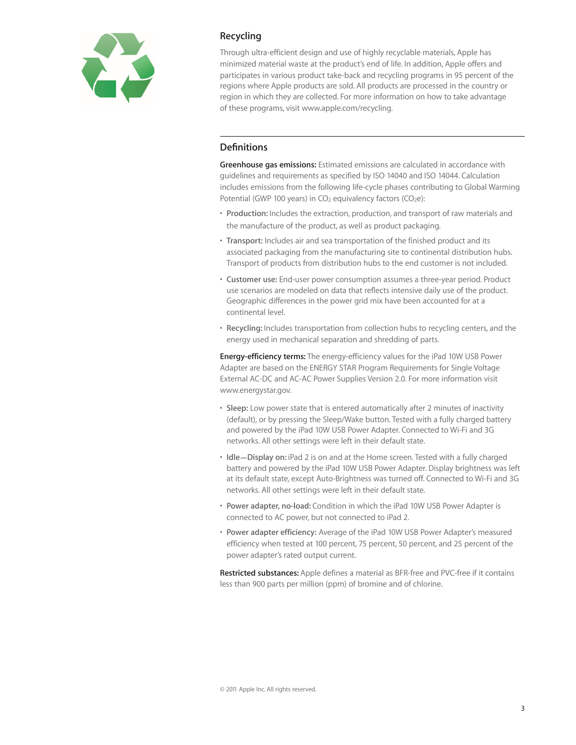## Recycling

Through ultra-efficient design and use of highly recyclable materials, Apple has minimized material waste at the product's end of life. In addition, Apple offers and participates in various product take-back and recycling programs in 95 percent of the regions where Apple products are sold. All products are processed in the country or region in which they are collected. For more information on how to take advantage of these programs, visit www.apple.com/recycling.

---

## Definitions

**Greenhouse gas emissions:** Estimated emissions are calculated in accordance with guidelines and requirements as specified by ISO 14040 and ISO 14044. Calculation includes emissions from the following life-cycle phases contributing to Global Warming Potential (GWP 100 years) in $CO_2$ equivalency factors ($CO_2e$):

- **Production:** Includes the extraction, production, and transport of raw materials and the manufacture of the product, as well as product packaging.
- **Transport:** Includes air and sea transportation of the finished product and its associated packaging from the manufacturing site to continental distribution hubs. Transport of products from distribution hubs to the end customer is not included.
- **Customer use:** End-user power consumption assumes a three-year period. Product use scenarios are modeled on data that reflects intensive daily use of the product. Geographic differences in the power grid mix have been accounted for at a continental level.
- **Recycling:** Includes transportation from collection hubs to recycling centers, and the energy used in mechanical separation and shredding of parts.

**Energy-efficiency terms:** The energy-efficiency values for the iPad 10W USB Power Adapter are based on the ENERGY STAR Program Requirements for Single Voltage External AC-DC and AC-AC Power Supplies Version 2.0. For more information visit www.energystar.gov.

- **Sleep:** Low power state that is entered automatically after 2 minutes of inactivity (default), or by pressing the Sleep/Wake button. Tested with a fully charged battery and powered by the iPad 10W USB Power Adapter. Connected to Wi-Fi and 3G networks. All other settings were left in their default state.
- **Idle—Display on:** iPad 2 is on and at the Home screen. Tested with a fully charged battery and powered by the iPad 10W USB Power Adapter. Display brightness was left at its default state, except Auto-Brightness was turned off. Connected to Wi-Fi and 3G networks. All other settings were left in their default state.
- **Power adapter, no-load:** Condition in which the iPad 10W USB Power Adapter is connected to AC power, but not connected to iPad 2.
- **Power adapter efficiency:** Average of the iPad 10W USB Power Adapter's measured efficiency when tested at 100 percent, 75 percent, 50 percent, and 25 percent of the power adapter's rated output current.

**Restricted substances:** Apple defines a material as BFR-free and PVC-free if it contains less than 900 parts per million (ppm) of bromine and of chlorine.

© 2011 Apple Inc. All rights reserved.